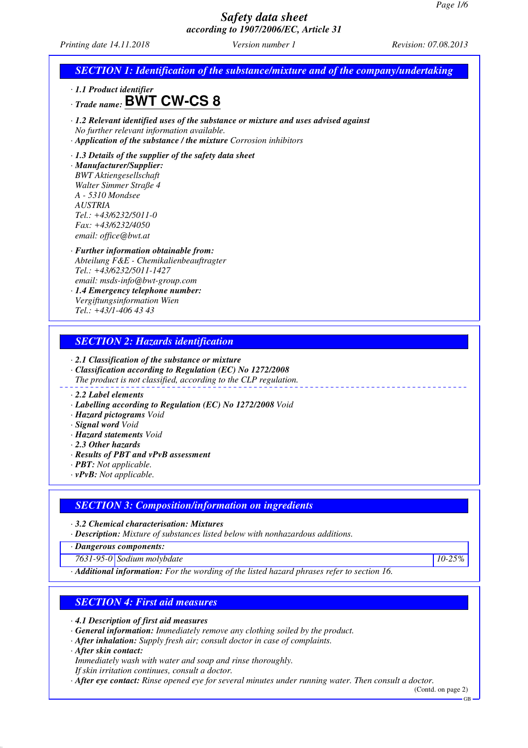# Safety data sheet
## according to 1907/2006/EC, Article 31

*Printing date 14.11.2018* *Version number 1* *Revision: 07.08.2013*

## SECTION 1: Identification of the substance/mixture and of the company/undertaking

· **1.1 Product identifier**

· **Trade name: BWT CW-CS 8**

· **1.2 Relevant identified uses of the substance or mixture and uses advised against**
No further relevant information available.

· **Application of the substance / the mixture** Corrosion inhibitors

· **1.3 Details of the supplier of the safety data sheet**

· **Manufacturer/Supplier:**
BWT Aktiengesellschaft
Walter Simmer Straße 4
A - 5310 Mondsee
AUSTRIA
Tel.: +43/6232/5011-0
Fax: +43/6232/4050
email: office@bwt.at

· **Further information obtainable from:**
Abteilung F&E - Chemikalienbeauftragter
Tel.: +43/6232/5011-1427
email: msds-info@bwt-group.com

· **1.4 Emergency telephone number:**
Vergiftungsinformation Wien
Tel.: +43/1-406 43 43

## SECTION 2: Hazards identification

· **2.1 Classification of the substance or mixture**

· **Classification according to Regulation (EC) No 1272/2008**
The product is not classified, according to the CLP regulation.

· **2.2 Label elements**

· **Labelling according to Regulation (EC) No 1272/2008** Void

· **Hazard pictograms** Void

· **Signal word** Void

· **Hazard statements** Void

· **2.3 Other hazards**

· **Results of PBT and vPvB assessment**

· **PBT:** Not applicable.

· **vPvB:** Not applicable.

## SECTION 3: Composition/information on ingredients

· **3.2 Chemical characterisation: Mixtures**

· **Description:** Mixture of substances listed below with nonhazardous additions.

| · Dangerous components: | | |
|---|---|---|
| 7631-95-0 | Sodium molybdate | 10-25% |

· **Additional information:** For the wording of the listed hazard phrases refer to section 16.

## SECTION 4: First aid measures

· **4.1 Description of first aid measures**

· **General information:** Immediately remove any clothing soiled by the product.

· **After inhalation:** Supply fresh air; consult doctor in case of complaints.

· **After skin contact:**
Immediately wash with water and soap and rinse thoroughly.
If skin irritation continues, consult a doctor.

· **After eye contact:** Rinse opened eye for several minutes under running water. Then consult a doctor.

(Contd. on page 2)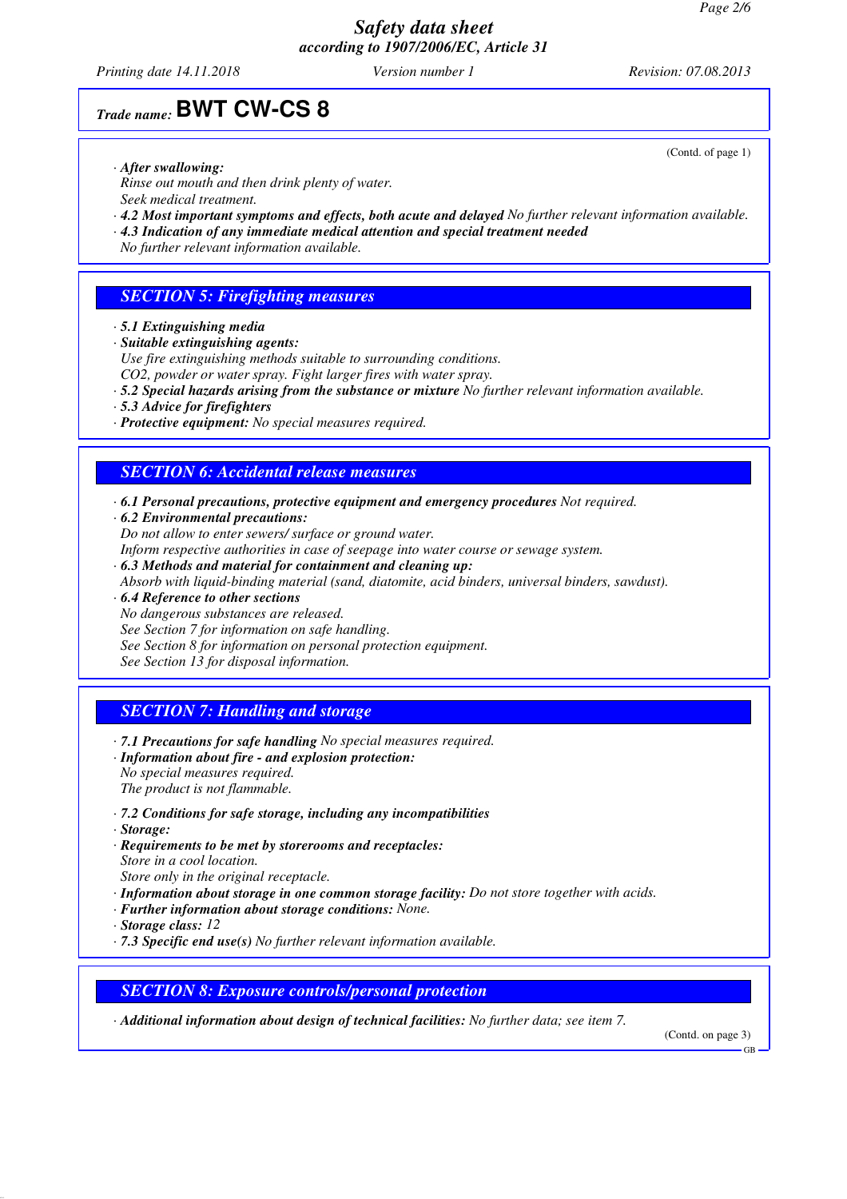*Trade name:* **BWT CW-CS 8**

(Contd. of page 1)

· ***After swallowing:***
*Rinse out mouth and then drink plenty of water.*
*Seek medical treatment.*
· ***4.2 Most important symptoms and effects, both acute and delayed*** *No further relevant information available.*
· ***4.3 Indication of any immediate medical attention and special treatment needed***
*No further relevant information available.*

## *SECTION 5: Firefighting measures*

· ***5.1 Extinguishing media***
· ***Suitable extinguishing agents:***
*Use fire extinguishing methods suitable to surrounding conditions.*
*CO2, powder or water spray. Fight larger fires with water spray.*
· ***5.2 Special hazards arising from the substance or mixture*** *No further relevant information available.*
· ***5.3 Advice for firefighters***
· ***Protective equipment:*** *No special measures required.*

## *SECTION 6: Accidental release measures*

· ***6.1 Personal precautions, protective equipment and emergency procedures*** *Not required.*
· ***6.2 Environmental precautions:***
*Do not allow to enter sewers/ surface or ground water.*
*Inform respective authorities in case of seepage into water course or sewage system.*
· ***6.3 Methods and material for containment and cleaning up:***
*Absorb with liquid-binding material (sand, diatomite, acid binders, universal binders, sawdust).*
· ***6.4 Reference to other sections***
*No dangerous substances are released.*
*See Section 7 for information on safe handling.*
*See Section 8 for information on personal protection equipment.*
*See Section 13 for disposal information.*

## *SECTION 7: Handling and storage*

· ***7.1 Precautions for safe handling*** *No special measures required.*
· ***Information about fire - and explosion protection:***
*No special measures required.*
*The product is not flammable.*

· ***7.2 Conditions for safe storage, including any incompatibilities***
· ***Storage:***
· ***Requirements to be met by storerooms and receptacles:***
*Store in a cool location.*
*Store only in the original receptacle.*
· ***Information about storage in one common storage facility:*** *Do not store together with acids.*
· ***Further information about storage conditions:*** *None.*
· ***Storage class:*** *12*
· ***7.3 Specific end use(s)*** *No further relevant information available.*

## *SECTION 8: Exposure controls/personal protection*

· ***Additional information about design of technical facilities:*** *No further data; see item 7.*

(Contd. on page 3)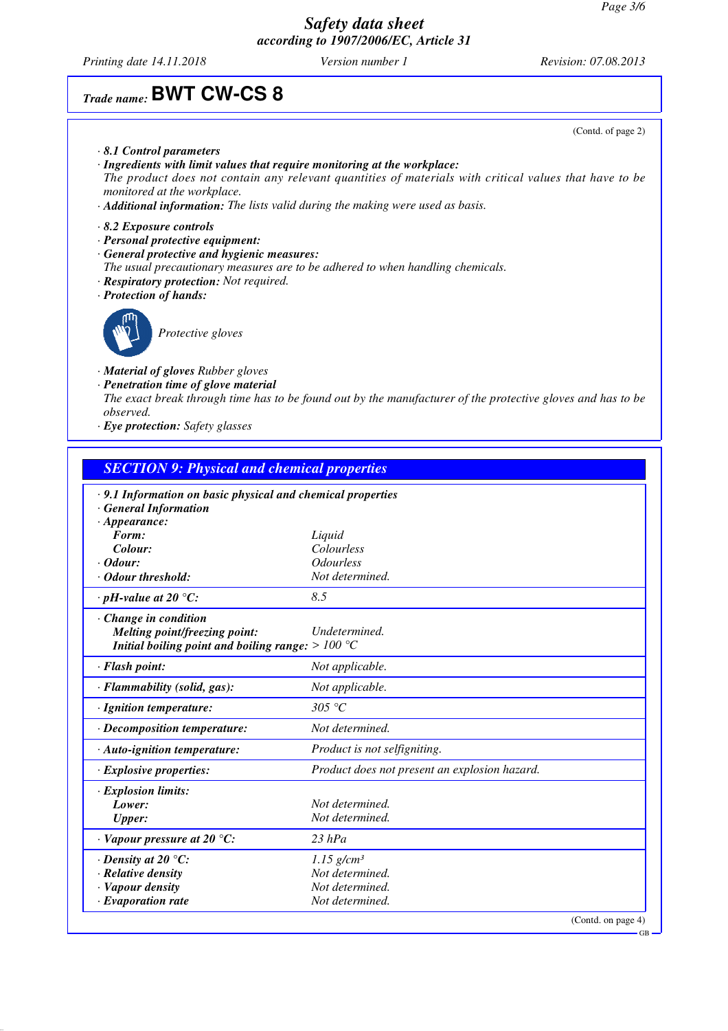# Safety data sheet
### according to 1907/2006/EC, Article 31

Printing date 14.11.2018 | Version number 1 | Revision: 07.08.2013

## Trade name: BWT CW-CS 8

(Contd. of page 2)

· **8.1 Control parameters**

· **Ingredients with limit values that require monitoring at the workplace:**
The product does not contain any relevant quantities of materials with critical values that have to be monitored at the workplace.

· **Additional information:** The lists valid during the making were used as basis.

· **8.2 Exposure controls**

· **Personal protective equipment:**

· **General protective and hygienic measures:**
The usual precautionary measures are to be adhered to when handling chemicals.

· **Respiratory protection:** Not required.

· **Protection of hands:**

Protective gloves

· **Material of gloves** Rubber gloves

· **Penetration time of glove material**
The exact break through time has to be found out by the manufacturer of the protective gloves and has to be observed.

· **Eye protection:** Safety glasses

## SECTION 9: Physical and chemical properties

· **9.1 Information on basic physical and chemical properties**

· **General Information**

| | |
|---|---|
| · **Appearance:** | |
| **Form:** | Liquid |
| **Colour:** | Colourless |
| · **Odour:** | Odourless |
| · **Odour threshold:** | Not determined. |
| · **pH-value at 20 °C:** | 8.5 |
| · **Change in condition** | |
| **Melting point/freezing point:** | Undetermined. |
| **Initial boiling point and boiling range:** | > 100 °C |
| · **Flash point:** | Not applicable. |
| · **Flammability (solid, gas):** | Not applicable. |
| · **Ignition temperature:** | 305 °C |
| · **Decomposition temperature:** | Not determined. |
| · **Auto-ignition temperature:** | Product is not selfigniting. |
| · **Explosive properties:** | Product does not present an explosion hazard. |
| · **Explosion limits:** | |
| **Lower:** | Not determined. |
| **Upper:** | Not determined. |
| · **Vapour pressure at 20 °C:** | 23 hPa |
| · **Density at 20 °C:** | 1.15 g/cm³ |
| · **Relative density** | Not determined. |
| · **Vapour density** | Not determined. |
| · **Evaporation rate** | Not determined. |

(Contd. on page 4)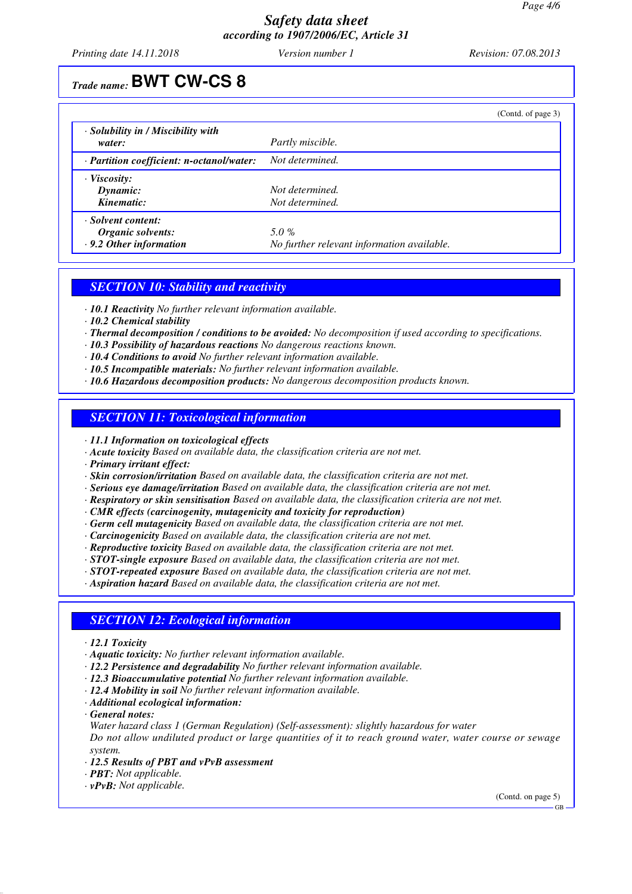Trade name: **BWT CW-CS 8**

(Contd. of page 3)

| | |
|---|---|
| · ***Solubility in / Miscibility with water:*** | *Partly miscible.* |
| · ***Partition coefficient: n-octanol/water:*** | *Not determined.* |
| · ***Viscosity:*** | |
| ***Dynamic:*** | *Not determined.* |
| ***Kinematic:*** | *Not determined.* |
| · ***Solvent content:*** | |
| ***Organic solvents:*** | *5.0 %* |
| · ***9.2 Other information*** | *No further relevant information available.* |

## SECTION 10: Stability and reactivity

· ***10.1 Reactivity*** *No further relevant information available.*
· ***10.2 Chemical stability***
· ***Thermal decomposition / conditions to be avoided:*** *No decomposition if used according to specifications.*
· ***10.3 Possibility of hazardous reactions*** *No dangerous reactions known.*
· ***10.4 Conditions to avoid*** *No further relevant information available.*
· ***10.5 Incompatible materials:*** *No further relevant information available.*
· ***10.6 Hazardous decomposition products:*** *No dangerous decomposition products known.*

## SECTION 11: Toxicological information

· ***11.1 Information on toxicological effects***
· ***Acute toxicity*** *Based on available data, the classification criteria are not met.*
· ***Primary irritant effect:***
· ***Skin corrosion/irritation*** *Based on available data, the classification criteria are not met.*
· ***Serious eye damage/irritation*** *Based on available data, the classification criteria are not met.*
· ***Respiratory or skin sensitisation*** *Based on available data, the classification criteria are not met.*
· ***CMR effects (carcinogenity, mutagenicity and toxicity for reproduction)***
· ***Germ cell mutagenicity*** *Based on available data, the classification criteria are not met.*
· ***Carcinogenicity*** *Based on available data, the classification criteria are not met.*
· ***Reproductive toxicity*** *Based on available data, the classification criteria are not met.*
· ***STOT-single exposure*** *Based on available data, the classification criteria are not met.*
· ***STOT-repeated exposure*** *Based on available data, the classification criteria are not met.*
· ***Aspiration hazard*** *Based on available data, the classification criteria are not met.*

## SECTION 12: Ecological information

· ***12.1 Toxicity***
· ***Aquatic toxicity:*** *No further relevant information available.*
· ***12.2 Persistence and degradability*** *No further relevant information available.*
· ***12.3 Bioaccumulative potential*** *No further relevant information available.*
· ***12.4 Mobility in soil*** *No further relevant information available.*
· ***Additional ecological information:***
· ***General notes:***
*Water hazard class 1 (German Regulation) (Self-assessment): slightly hazardous for water*
*Do not allow undiluted product or large quantities of it to reach ground water, water course or sewage system.*
· ***12.5 Results of PBT and vPvB assessment***
· ***PBT:*** *Not applicable.*
· ***vPvB:*** *Not applicable.*

(Contd. on page 5)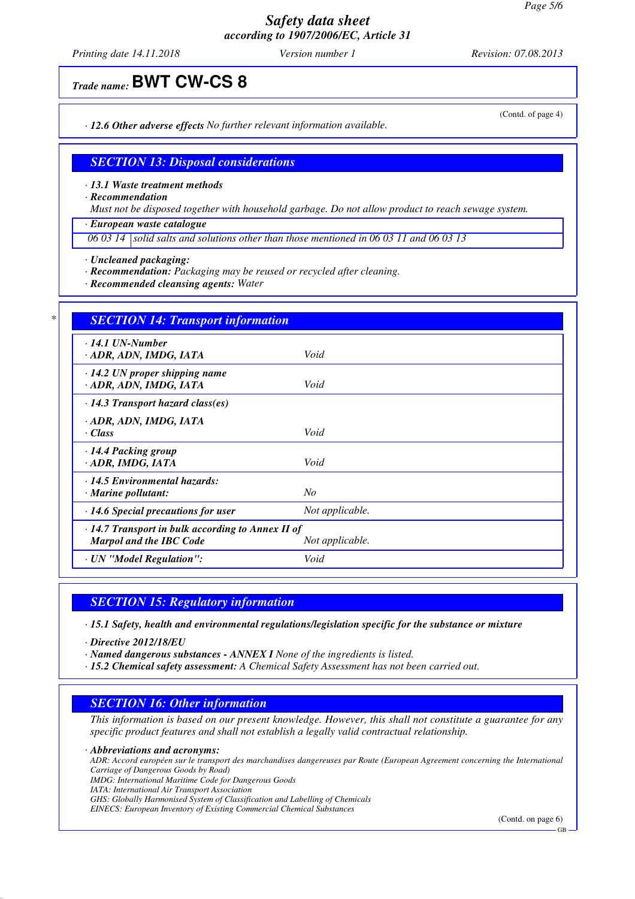**Trade name: BWT CW-CS 8**

(Contd. of page 4)

· *12.6 Other adverse effects* No further relevant information available.

## SECTION 13: Disposal considerations

· **13.1 Waste treatment methods**
· **Recommendation**
Must not be disposed together with household garbage. Do not allow product to reach sewage system.

· **European waste catalogue**

| | |
|---|---|
| 06 03 14 | solid salts and solutions other than those mentioned in 06 03 11 and 06 03 13 |

· **Uncleaned packaging:**
· **Recommendation:** Packaging may be reused or recycled after cleaning.
· **Recommended cleansing agents:** Water

## SECTION 14: Transport information

| | |
|---|---|
| · **14.1 UN-Number**<br>· **ADR, ADN, IMDG, IATA** | Void |
| · **14.2 UN proper shipping name**<br>· **ADR, ADN, IMDG, IATA** | Void |
| · **14.3 Transport hazard class(es)**<br>· **ADR, ADN, IMDG, IATA**<br>· **Class** | Void |
| · **14.4 Packing group**<br>· **ADR, IMDG, IATA** | Void |
| · **14.5 Environmental hazards:**<br>· **Marine pollutant:** | No |
| · **14.6 Special precautions for user** | Not applicable. |
| · **14.7 Transport in bulk according to Annex II of Marpol and the IBC Code** | Not applicable. |
| · **UN "Model Regulation":** | Void |

## SECTION 15: Regulatory information

· **15.1 Safety, health and environmental regulations/legislation specific for the substance or mixture**

· **Directive 2012/18/EU**
· **Named dangerous substances - ANNEX I** None of the ingredients is listed.
· **15.2 Chemical safety assessment:** A Chemical Safety Assessment has not been carried out.

## SECTION 16: Other information

This information is based on our present knowledge. However, this shall not constitute a guarantee for any specific product features and shall not establish a legally valid contractual relationship.

· **Abbreviations and acronyms:**
ADR: Accord européen sur le transport des marchandises dangereuses par Route (European Agreement concerning the International Carriage of Dangerous Goods by Road)
IMDG: International Maritime Code for Dangerous Goods
IATA: International Air Transport Association
GHS: Globally Harmonised System of Classification and Labelling of Chemicals
EINECS: European Inventory of Existing Commercial Chemical Substances

(Contd. on page 6)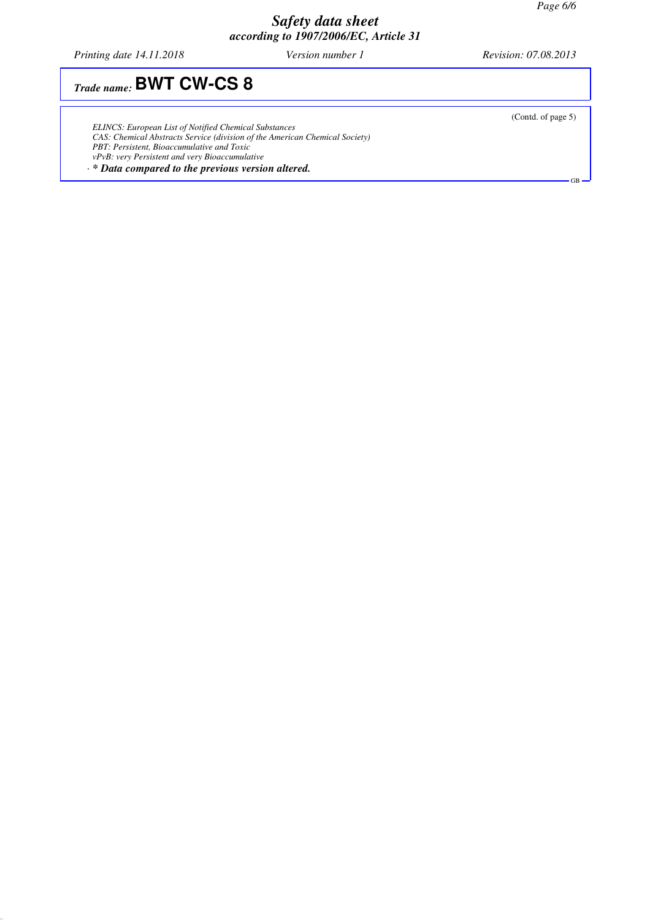*ELINCS: European List of Notified Chemical Substances*
*CAS: Chemical Abstracts Service (division of the American Chemical Society)*
*PBT: Persistent, Bioaccumulative and Toxic*
*vPvB: very Persistent and very Bioaccumulative*

· *** Data compared to the previous version altered.**